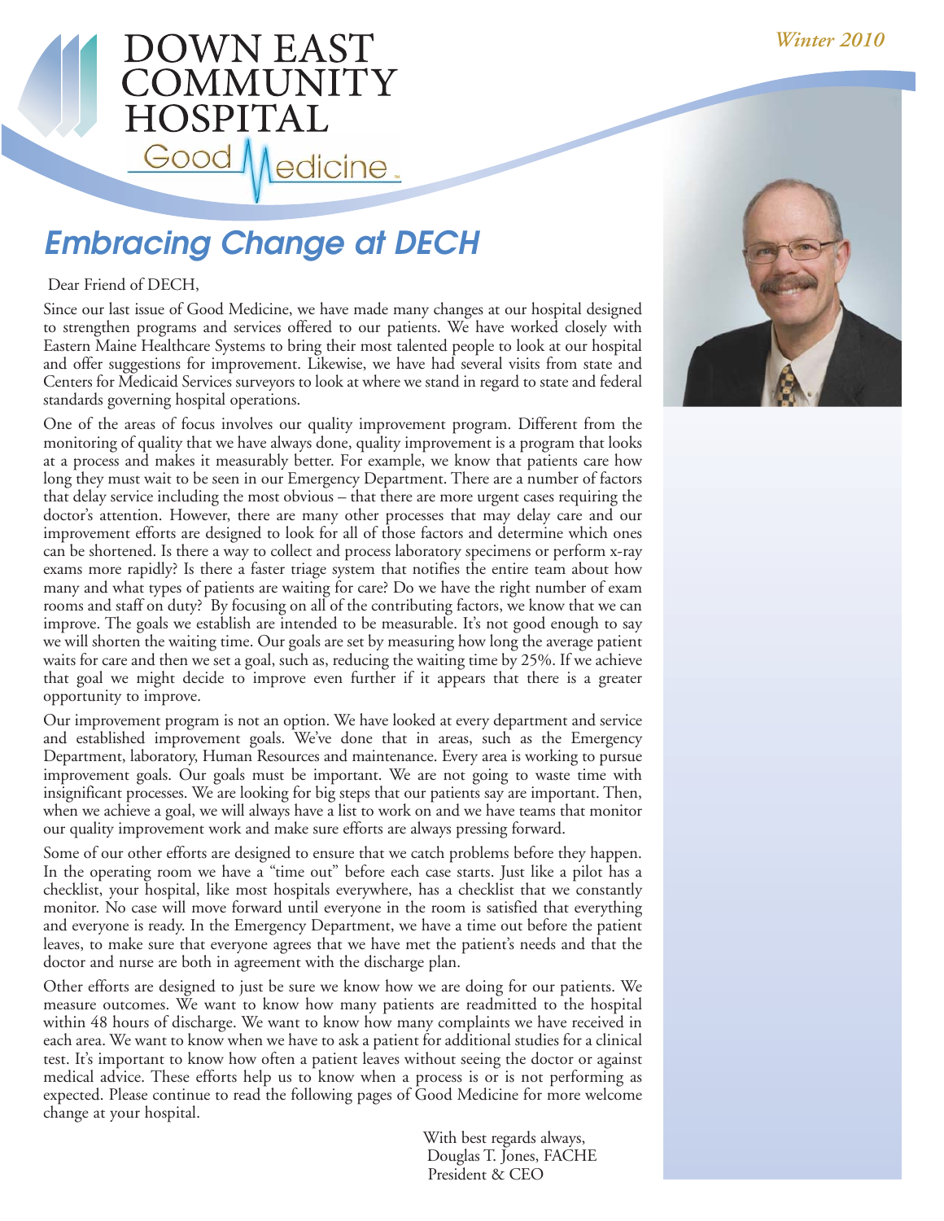Winter 2010

# DOWN EAST COMMUNITY HOSPITAL

Good Medicine

## Embracing Change at DECH

Dear Friend of DECH,

Since our last issue of Good Medicine, we have made many changes at our hospital designed to strengthen programs and services offered to our patients. We have worked closely with Eastern Maine Healthcare Systems to bring their most talented people to look at our hospital and offer suggestions for improvement. Likewise, we have had several visits from state and Centers for Medicaid Services surveyors to look at where we stand in regard to state and federal standards governing hospital operations.

One of the areas of focus involves our quality improvement program. Different from the monitoring of quality that we have always done, quality improvement is a program that looks at a process and makes it measurably better. For example, we know that patients care how long they must wait to be seen in our Emergency Department. There are a number of factors that delay service including the most obvious – that there are more urgent cases requiring the doctor's attention. However, there are many other processes that may delay care and our improvement efforts are designed to look for all of those factors and determine which ones can be shortened. Is there a way to collect and process laboratory specimens or perform x-ray exams more rapidly? Is there a faster triage system that notifies the entire team about how many and what types of patients are waiting for care? Do we have the right number of exam rooms and staff on duty? By focusing on all of the contributing factors, we know that we can improve. The goals we establish are intended to be measurable. It's not good enough to say we will shorten the waiting time. Our goals are set by measuring how long the average patient waits for care and then we set a goal, such as, reducing the waiting time by 25%. If we achieve that goal we might decide to improve even further if it appears that there is a greater opportunity to improve.

Our improvement program is not an option. We have looked at every department and service and established improvement goals. We've done that in areas, such as the Emergency Department, laboratory, Human Resources and maintenance. Every area is working to pursue improvement goals. Our goals must be important. We are not going to waste time with insignificant processes. We are looking for big steps that our patients say are important. Then, when we achieve a goal, we will always have a list to work on and we have teams that monitor our quality improvement work and make sure efforts are always pressing forward.

Some of our other efforts are designed to ensure that we catch problems before they happen. In the operating room we have a "time out" before each case starts. Just like a pilot has a checklist, your hospital, like most hospitals everywhere, has a checklist that we constantly monitor. No case will move forward until everyone in the room is satisfied that everything and everyone is ready. In the Emergency Department, we have a time out before the patient leaves, to make sure that everyone agrees that we have met the patient's needs and that the doctor and nurse are both in agreement with the discharge plan.

Other efforts are designed to just be sure we know how we are doing for our patients. We measure outcomes. We want to know how many patients are readmitted to the hospital within 48 hours of discharge. We want to know how many complaints we have received in each area. We want to know when we have to ask a patient for additional studies for a clinical test. It's important to know how often a patient leaves without seeing the doctor or against medical advice. These efforts help us to know when a process is or is not performing as expected. Please continue to read the following pages of Good Medicine for more welcome change at your hospital.

With best regards always,  
Douglas T. Jones, FACHE  
President & CEO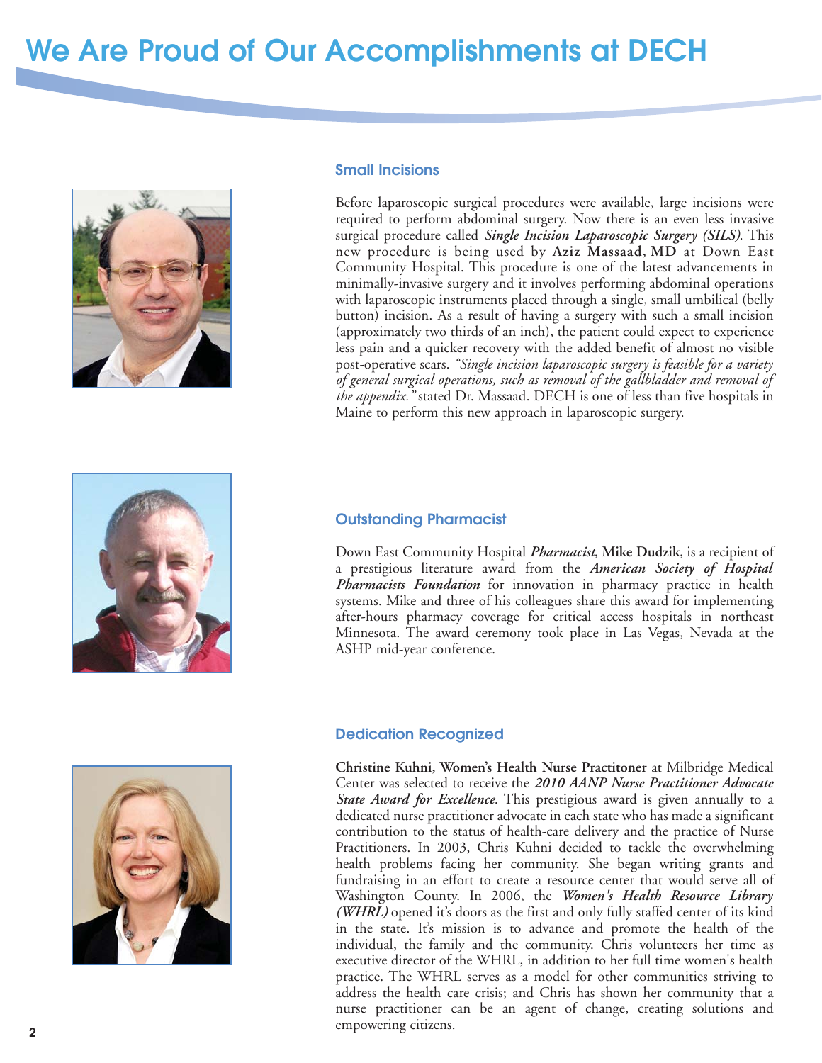# We Are Proud of Our Accomplishments at DECH

## Small Incisions

Before laparoscopic surgical procedures were available, large incisions were required to perform abdominal surgery. Now there is an even less invasive surgical procedure called ***Single Incision Laparoscopic Surgery (SILS)***. This new procedure is being used by **Aziz Massaad, MD** at Down East Community Hospital. This procedure is one of the latest advancements in minimally-invasive surgery and it involves performing abdominal operations with laparoscopic instruments placed through a single, small umbilical (belly button) incision. As a result of having a surgery with such a small incision (approximately two thirds of an inch), the patient could expect to experience less pain and a quicker recovery with the added benefit of almost no visible post-operative scars. *"Single incision laparoscopic surgery is feasible for a variety of general surgical operations, such as removal of the gallbladder and removal of the appendix."* stated Dr. Massaad. DECH is one of less than five hospitals in Maine to perform this new approach in laparoscopic surgery.

## Outstanding Pharmacist

Down East Community Hospital ***Pharmacist***, **Mike Dudzik**, is a recipient of a prestigious literature award from the ***American Society of Hospital Pharmacists Foundation*** for innovation in pharmacy practice in health systems. Mike and three of his colleagues share this award for implementing after-hours pharmacy coverage for critical access hospitals in northeast Minnesota. The award ceremony took place in Las Vegas, Nevada at the ASHP mid-year conference.

## Dedication Recognized

**Christine Kuhni, Women's Health Nurse Practitoner** at Milbridge Medical Center was selected to receive the ***2010 AANP Nurse Practitioner Advocate State Award for Excellence***. This prestigious award is given annually to a dedicated nurse practitioner advocate in each state who has made a significant contribution to the status of health-care delivery and the practice of Nurse Practitioners. In 2003, Chris Kuhni decided to tackle the overwhelming health problems facing her community. She began writing grants and fundraising in an effort to create a resource center that would serve all of Washington County. In 2006, the ***Women's Health Resource Library (WHRL)*** opened it's doors as the first and only fully staffed center of its kind in the state. It's mission is to advance and promote the health of the individual, the family and the community. Chris volunteers her time as executive director of the WHRL, in addition to her full time women's health practice. The WHRL serves as a model for other communities striving to address the health care crisis; and Chris has shown her community that a nurse practitioner can be an agent of change, creating solutions and empowering citizens.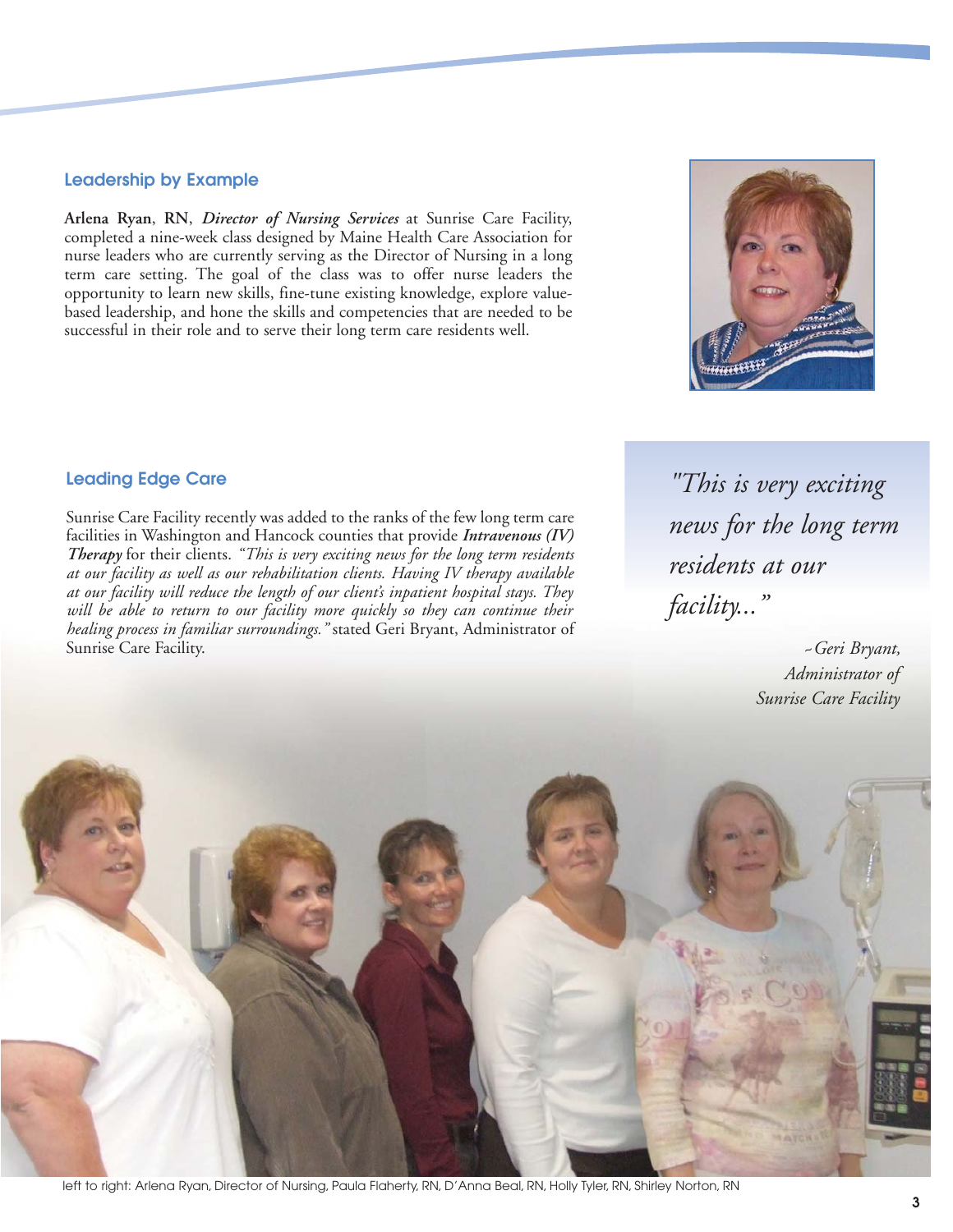## Leadership by Example

**Arlena Ryan**, **RN**, ***Director of Nursing Services*** at Sunrise Care Facility, completed a nine-week class designed by Maine Health Care Association for nurse leaders who are currently serving as the Director of Nursing in a long term care setting. The goal of the class was to offer nurse leaders the opportunity to learn new skills, fine-tune existing knowledge, explore value-based leadership, and hone the skills and competencies that are needed to be successful in their role and to serve their long term care residents well.

## Leading Edge Care

Sunrise Care Facility recently was added to the ranks of the few long term care facilities in Washington and Hancock counties that provide ***Intravenous (IV) Therapy*** for their clients. *"This is very exciting news for the long term residents at our facility as well as our rehabilitation clients. Having IV therapy available at our facility will reduce the length of our client's inpatient hospital stays. They will be able to return to our facility more quickly so they can continue their healing process in familiar surroundings."* stated Geri Bryant, Administrator of Sunrise Care Facility.

> *"This is very exciting news for the long term residents at our facility..."*
>
> *- Geri Bryant, Administrator of Sunrise Care Facility*

left to right: Arlena Ryan, Director of Nursing, Paula Flaherty, RN, D'Anna Beal, RN, Holly Tyler, RN, Shirley Norton, RN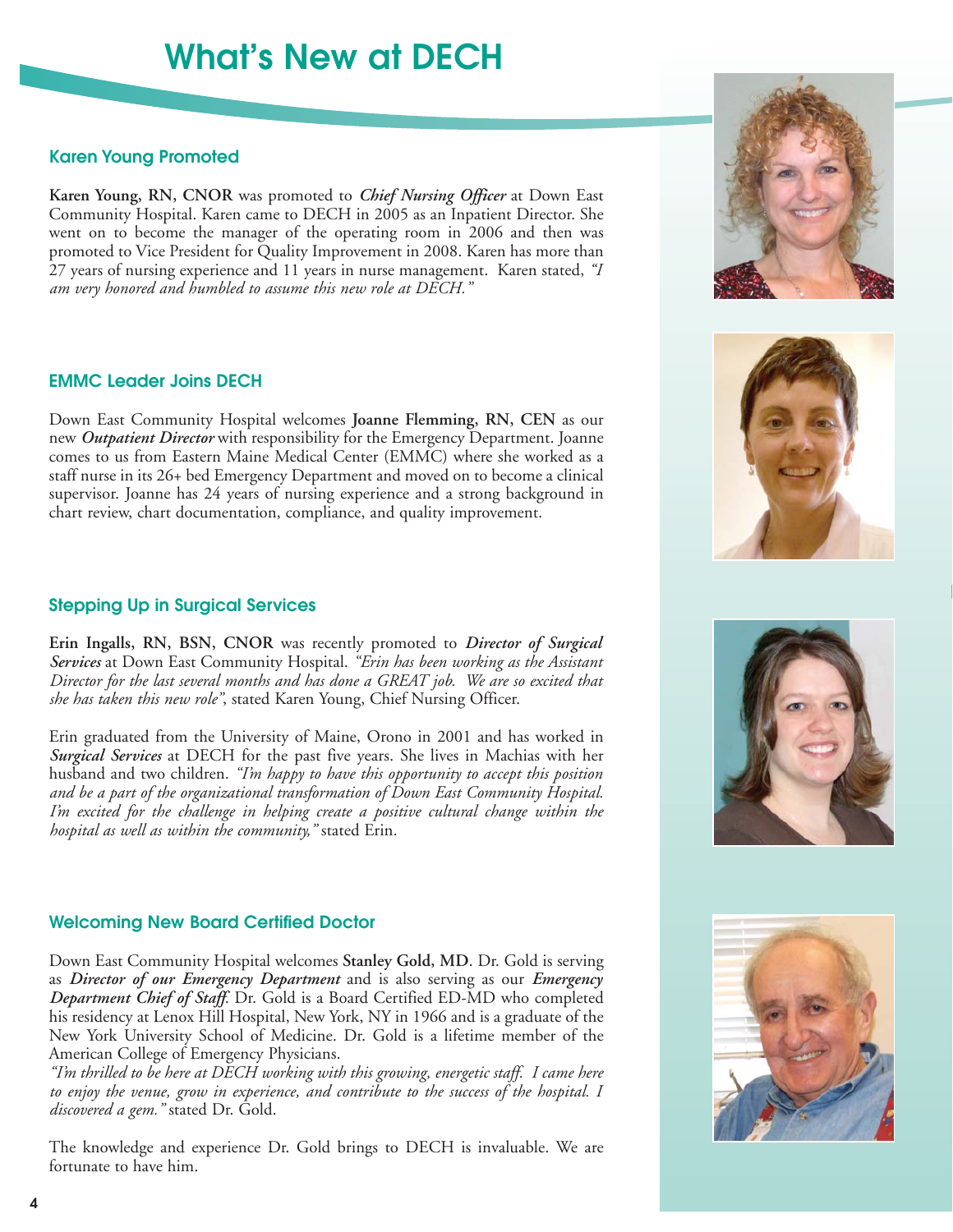# What's New at DECH

## Karen Young Promoted

**Karen Young, RN, CNOR** was promoted to ***Chief Nursing Officer*** at Down East Community Hospital. Karen came to DECH in 2005 as an Inpatient Director. She went on to become the manager of the operating room in 2006 and then was promoted to Vice President for Quality Improvement in 2008. Karen has more than 27 years of nursing experience and 11 years in nurse management. Karen stated, *"I am very honored and humbled to assume this new role at DECH."*

## EMMC Leader Joins DECH

Down East Community Hospital welcomes **Joanne Flemming, RN, CEN** as our new ***Outpatient Director*** with responsibility for the Emergency Department. Joanne comes to us from Eastern Maine Medical Center (EMMC) where she worked as a staff nurse in its 26+ bed Emergency Department and moved on to become a clinical supervisor. Joanne has 24 years of nursing experience and a strong background in chart review, chart documentation, compliance, and quality improvement.

## Stepping Up in Surgical Services

**Erin Ingalls, RN, BSN, CNOR** was recently promoted to ***Director of Surgical Services*** at Down East Community Hospital. *"Erin has been working as the Assistant Director for the last several months and has done a GREAT job. We are so excited that she has taken this new role"*, stated Karen Young, Chief Nursing Officer.

Erin graduated from the University of Maine, Orono in 2001 and has worked in ***Surgical Services*** at DECH for the past five years. She lives in Machias with her husband and two children. *"I'm happy to have this opportunity to accept this position and be a part of the organizational transformation of Down East Community Hospital. I'm excited for the challenge in helping create a positive cultural change within the hospital as well as within the community,"* stated Erin.

## Welcoming New Board Certified Doctor

Down East Community Hospital welcomes **Stanley Gold, MD**. Dr. Gold is serving as ***Director of our Emergency Department*** and is also serving as our ***Emergency Department Chief of Staff***. Dr. Gold is a Board Certified ED-MD who completed his residency at Lenox Hill Hospital, New York, NY in 1966 and is a graduate of the New York University School of Medicine. Dr. Gold is a lifetime member of the American College of Emergency Physicians.

*"I'm thrilled to be here at DECH working with this growing, energetic staff. I came here to enjoy the venue, grow in experience, and contribute to the success of the hospital. I discovered a gem."* stated Dr. Gold.

The knowledge and experience Dr. Gold brings to DECH is invaluable. We are fortunate to have him.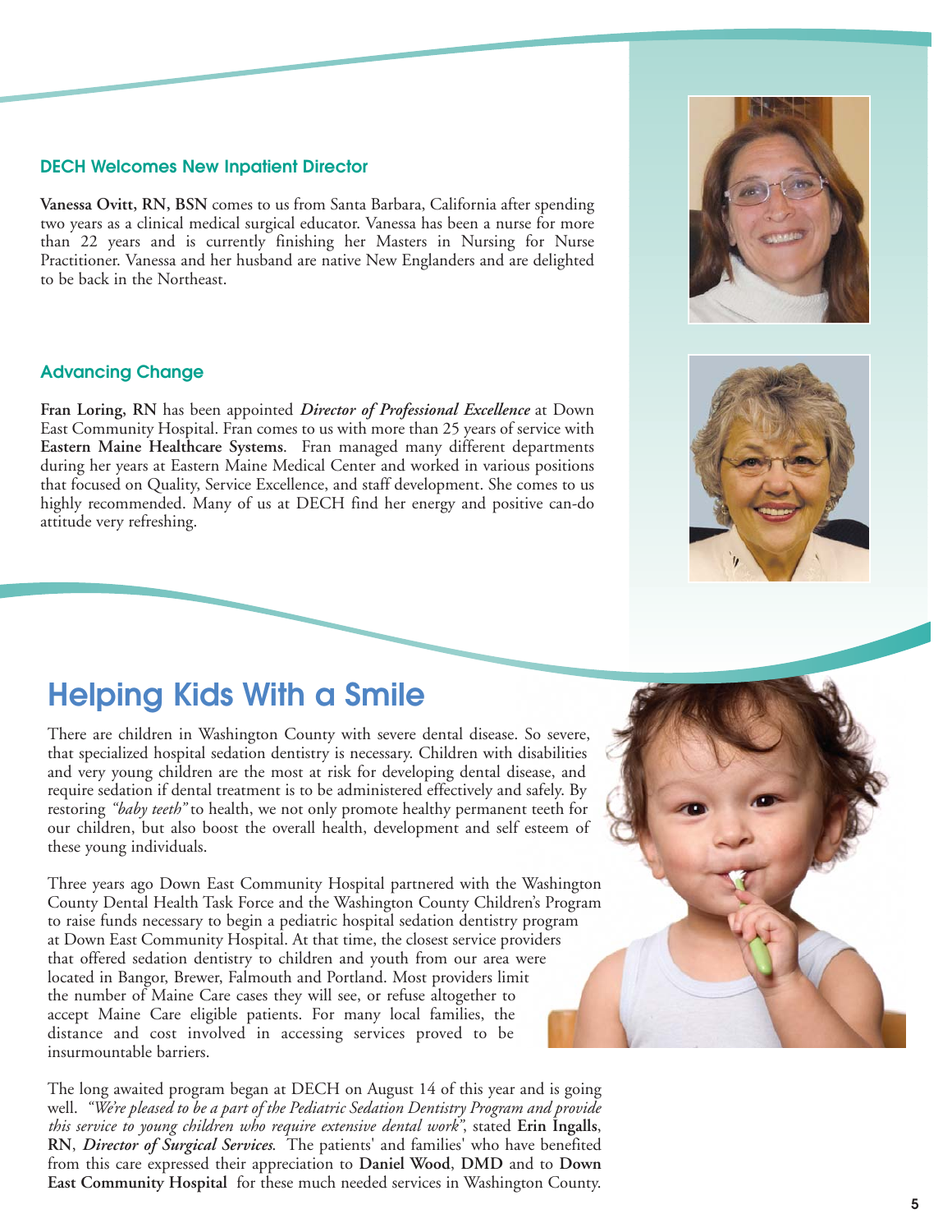### DECH Welcomes New Inpatient Director

**Vanessa Ovitt, RN, BSN** comes to us from Santa Barbara, California after spending two years as a clinical medical surgical educator. Vanessa has been a nurse for more than 22 years and is currently finishing her Masters in Nursing for Nurse Practitioner. Vanessa and her husband are native New Englanders and are delighted to be back in the Northeast.

### Advancing Change

**Fran Loring, RN** has been appointed ***Director of Professional Excellence*** at Down East Community Hospital. Fran comes to us with more than 25 years of service with **Eastern Maine Healthcare Systems**. Fran managed many different departments during her years at Eastern Maine Medical Center and worked in various positions that focused on Quality, Service Excellence, and staff development. She comes to us highly recommended. Many of us at DECH find her energy and positive can-do attitude very refreshing.

## Helping Kids With a Smile

There are children in Washington County with severe dental disease. So severe, that specialized hospital sedation dentistry is necessary. Children with disabilities and very young children are the most at risk for developing dental disease, and require sedation if dental treatment is to be administered effectively and safely. By restoring *"baby teeth"* to health, we not only promote healthy permanent teeth for our children, but also boost the overall health, development and self esteem of these young individuals.

Three years ago Down East Community Hospital partnered with the Washington County Dental Health Task Force and the Washington County Children's Program to raise funds necessary to begin a pediatric hospital sedation dentistry program at Down East Community Hospital. At that time, the closest service providers that offered sedation dentistry to children and youth from our area were located in Bangor, Brewer, Falmouth and Portland. Most providers limit the number of Maine Care cases they will see, or refuse altogether to accept Maine Care eligible patients. For many local families, the distance and cost involved in accessing services proved to be insurmountable barriers.

The long awaited program began at DECH on August 14 of this year and is going well. *"We're pleased to be a part of the Pediatric Sedation Dentistry Program and provide this service to young children who require extensive dental work"*, stated **Erin Ingalls**, **RN**, ***Director of Surgical Services***. The patients' and families' who have benefited from this care expressed their appreciation to **Daniel Wood**, **DMD** and to **Down East Community Hospital** for these much needed services in Washington County.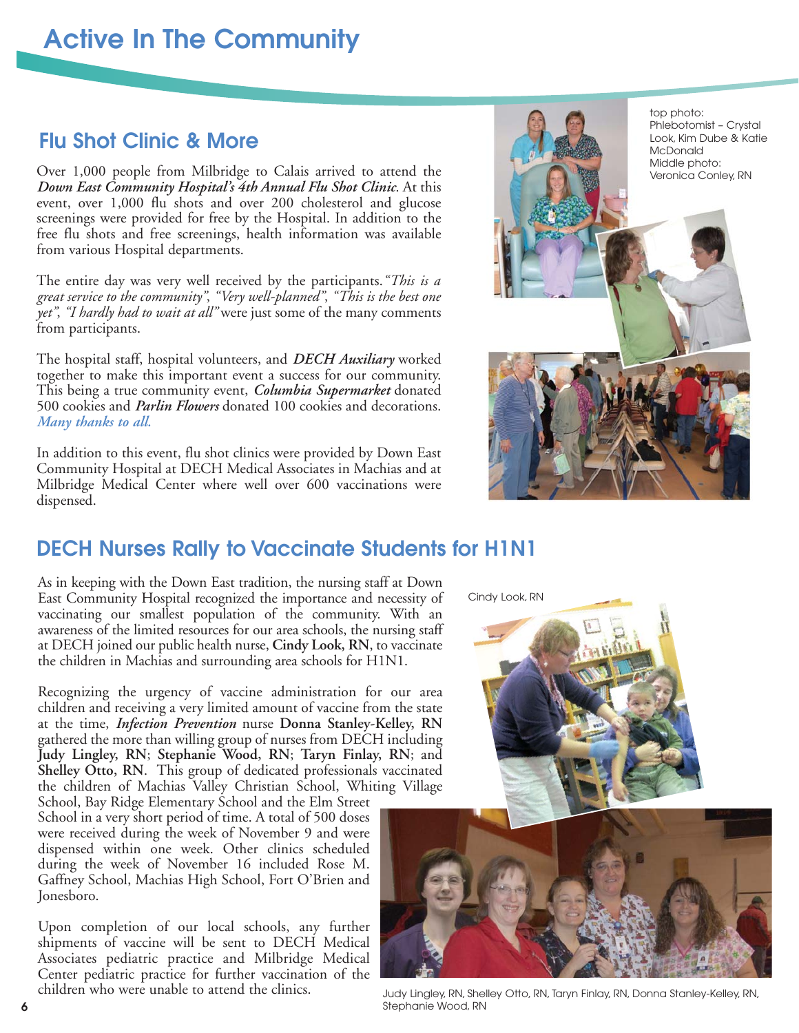# Active In The Community

## Flu Shot Clinic & More

Over 1,000 people from Milbridge to Calais arrived to attend the ***Down East Community Hospital's 4th Annual Flu Shot Clinic***. At this event, over 1,000 flu shots and over 200 cholesterol and glucose screenings were provided for free by the Hospital. In addition to the free flu shots and free screenings, health information was available from various Hospital departments.

The entire day was very well received by the participants. *"This is a great service to the community", "Very well-planned", "This is the best one yet", "I hardly had to wait at all"* were just some of the many comments from participants.

The hospital staff, hospital volunteers, and ***DECH Auxiliary*** worked together to make this important event a success for our community. This being a true community event, ***Columbia Supermarket*** donated 500 cookies and ***Parlin Flowers*** donated 100 cookies and decorations. *Many thanks to all.*

In addition to this event, flu shot clinics were provided by Down East Community Hospital at DECH Medical Associates in Machias and at Milbridge Medical Center where well over 600 vaccinations were dispensed.

top photo: Phlebotomist – Crystal Look, Kim Dube & Katie McDonald
Middle photo: Veronica Conley, RN

## DECH Nurses Rally to Vaccinate Students for H1N1

As in keeping with the Down East tradition, the nursing staff at Down East Community Hospital recognized the importance and necessity of vaccinating our smallest population of the community. With an awareness of the limited resources for our area schools, the nursing staff at DECH joined our public health nurse, **Cindy Look, RN**, to vaccinate the children in Machias and surrounding area schools for H1N1.

Recognizing the urgency of vaccine administration for our area children and receiving a very limited amount of vaccine from the state at the time, ***Infection Prevention*** nurse **Donna Stanley-Kelley, RN** gathered the more than willing group of nurses from DECH including **Judy Lingley, RN**; **Stephanie Wood, RN**; **Taryn Finlay, RN**; and **Shelley Otto, RN**. This group of dedicated professionals vaccinated the children of Machias Valley Christian School, Whiting Village School, Bay Ridge Elementary School and the Elm Street School in a very short period of time. A total of 500 doses were received during the week of November 9 and were dispensed within one week. Other clinics scheduled during the week of November 16 included Rose M. Gaffney School, Machias High School, Fort O'Brien and Jonesboro.

Upon completion of our local schools, any further shipments of vaccine will be sent to DECH Medical Associates pediatric practice and Milbridge Medical Center pediatric practice for further vaccination of the children who were unable to attend the clinics.

Cindy Look, RN

Judy Lingley, RN, Shelley Otto, RN, Taryn Finlay, RN, Donna Stanley-Kelley, RN, Stephanie Wood, RN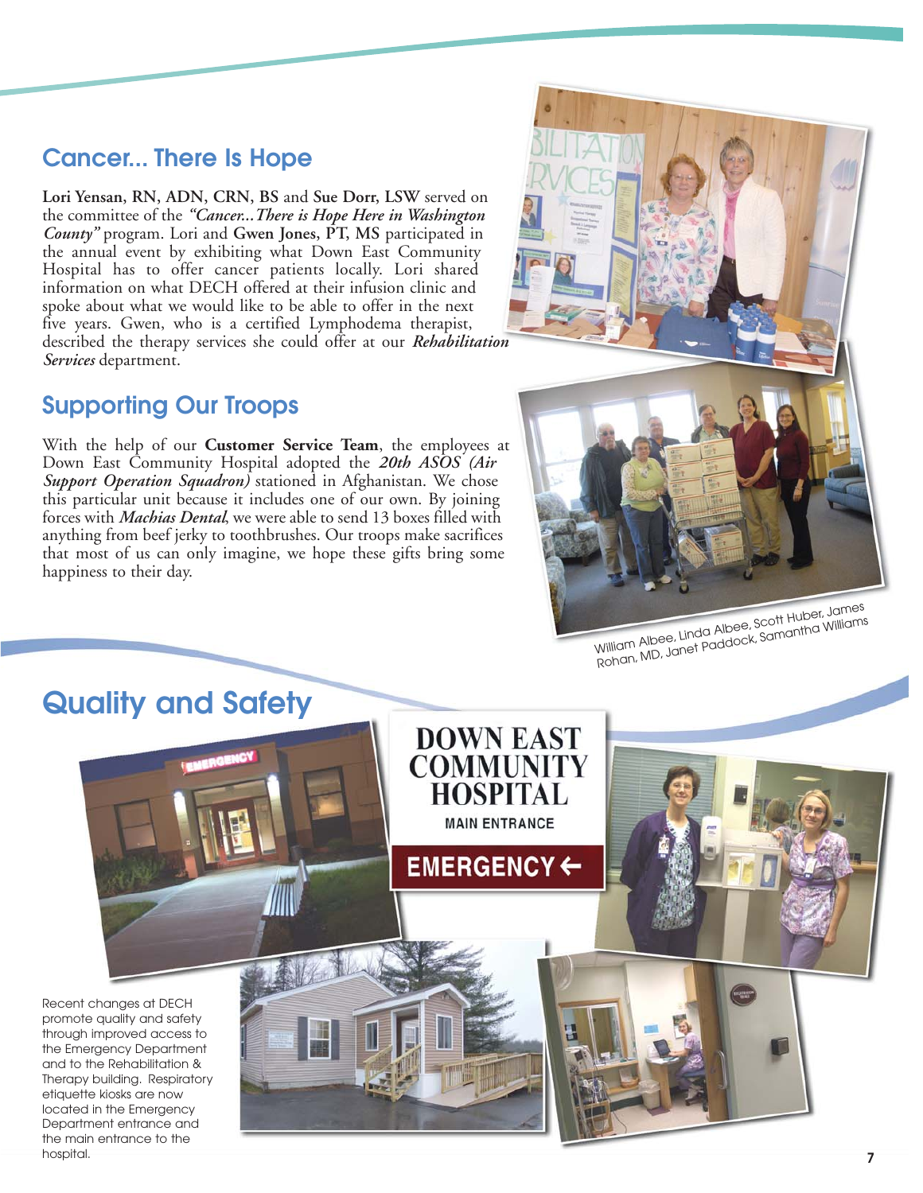## Cancer... There Is Hope

**Lori Yensan, RN, ADN, CRN, BS** and **Sue Dorr, LSW** served on the committee of the ***"Cancer...There is Hope Here in Washington County"*** program. Lori and **Gwen Jones, PT, MS** participated in the annual event by exhibiting what Down East Community Hospital has to offer cancer patients locally. Lori shared information on what DECH offered at their infusion clinic and spoke about what we would like to be able to offer in the next five years. Gwen, who is a certified Lymphodema therapist, described the therapy services she could offer at our ***Rehabilitation Services*** department.

## Supporting Our Troops

With the help of our **Customer Service Team**, the employees at Down East Community Hospital adopted the ***20th ASOS (Air Support Operation Squadron)*** stationed in Afghanistan. We chose this particular unit because it includes one of our own. By joining forces with ***Machias Dental***, we were able to send 13 boxes filled with anything from beef jerky to toothbrushes. Our troops make sacrifices that most of us can only imagine, we hope these gifts bring some happiness to their day.

William Albee, Linda Albee, Scott Huber, James Rohan, MD, Janet Paddock, Samantha Williams

# Quality and Safety

DOWN EAST COMMUNITY HOSPITAL

MAIN ENTRANCE

EMERGENCY ←

Recent changes at DECH promote quality and safety through improved access to the Emergency Department and to the Rehabilitation & Therapy building. Respiratory etiquette kiosks are now located in the Emergency Department entrance and the main entrance to the hospital.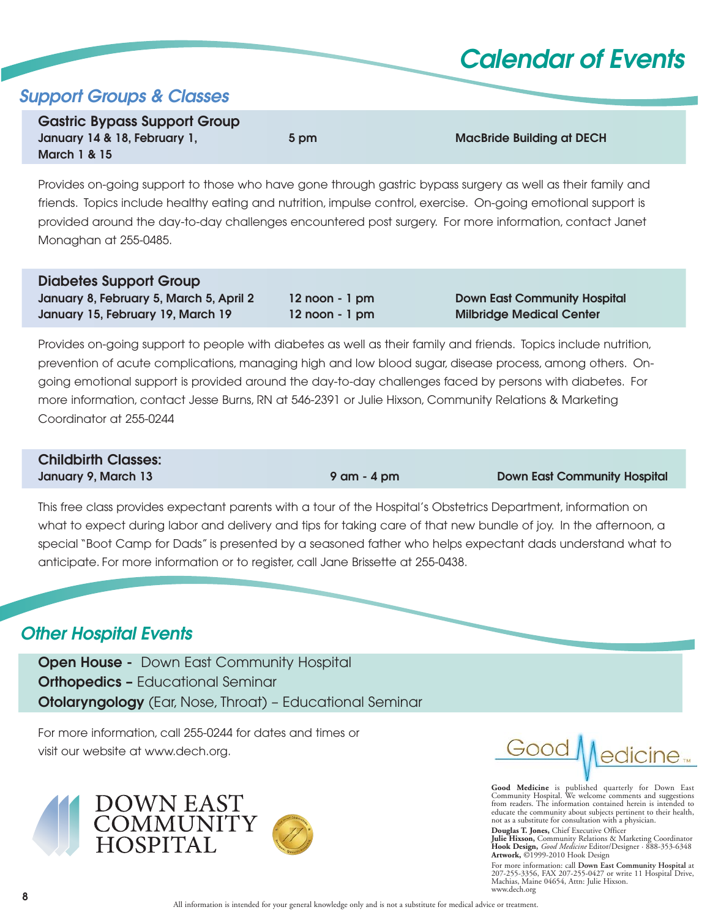# Calendar of Events

## Support Groups & Classes

### Gastric Bypass Support Group

**January 14 & 18, February 1, March 1 & 15** | **5 pm** | **MacBride Building at DECH**

Provides on-going support to those who have gone through gastric bypass surgery as well as their family and friends. Topics include healthy eating and nutrition, impulse control, exercise. On-going emotional support is provided around the day-to-day challenges encountered post surgery. For more information, contact Janet Monaghan at 255-0485.

### Diabetes Support Group

| | | |
|---|---|---|
| **January 8, February 5, March 5, April 2** | **12 noon - 1 pm** | **Down East Community Hospital** |
| **January 15, February 19, March 19** | **12 noon - 1 pm** | **Milbridge Medical Center** |

Provides on-going support to people with diabetes as well as their family and friends. Topics include nutrition, prevention of acute complications, managing high and low blood sugar, disease process, among others. On-going emotional support is provided around the day-to-day challenges faced by persons with diabetes. For more information, contact Jesse Burns, RN at 546-2391 or Julie Hixson, Community Relations & Marketing Coordinator at 255-0244

### Childbirth Classes:

**January 9, March 13** | **9 am - 4 pm** | **Down East Community Hospital**

This free class provides expectant parents with a tour of the Hospital's Obstetrics Department, information on what to expect during labor and delivery and tips for taking care of that new bundle of joy. In the afternoon, a special "Boot Camp for Dads" is presented by a seasoned father who helps expectant dads understand what to anticipate. For more information or to register, call Jane Brissette at 255-0438.

## Other Hospital Events

**Open House -** Down East Community Hospital
**Orthopedics –** Educational Seminar
**Otolaryngology** (Ear, Nose, Throat) – Educational Seminar

For more information, call 255-0244 for dates and times or visit our website at www.dech.org.

DOWN EAST COMMUNITY HOSPITAL

Good Medicine™

**Good Medicine** is published quarterly for Down East Community Hospital. We welcome comments and suggestions from readers. The information contained herein is intended to educate the community about subjects pertinent to their health, not as a substitute for consultation with a physician.

**Douglas T. Jones,** Chief Executive Officer
**Julie Hixson,** Community Relations & Marketing Coordinator
**Hook Design,** *Good Medicine* Editor/Designer · 888-353-6348
**Artwork,** ©1999-2010 Hook Design

For more information: call **Down East Community Hospital** at 207-255-3356, FAX 207-255-0427 or write 11 Hospital Drive, Machias, Maine 04654, Attn: Julie Hixson.
www.dech.org

All information is intended for your general knowledge only and is not a substitute for medical advice or treatment.